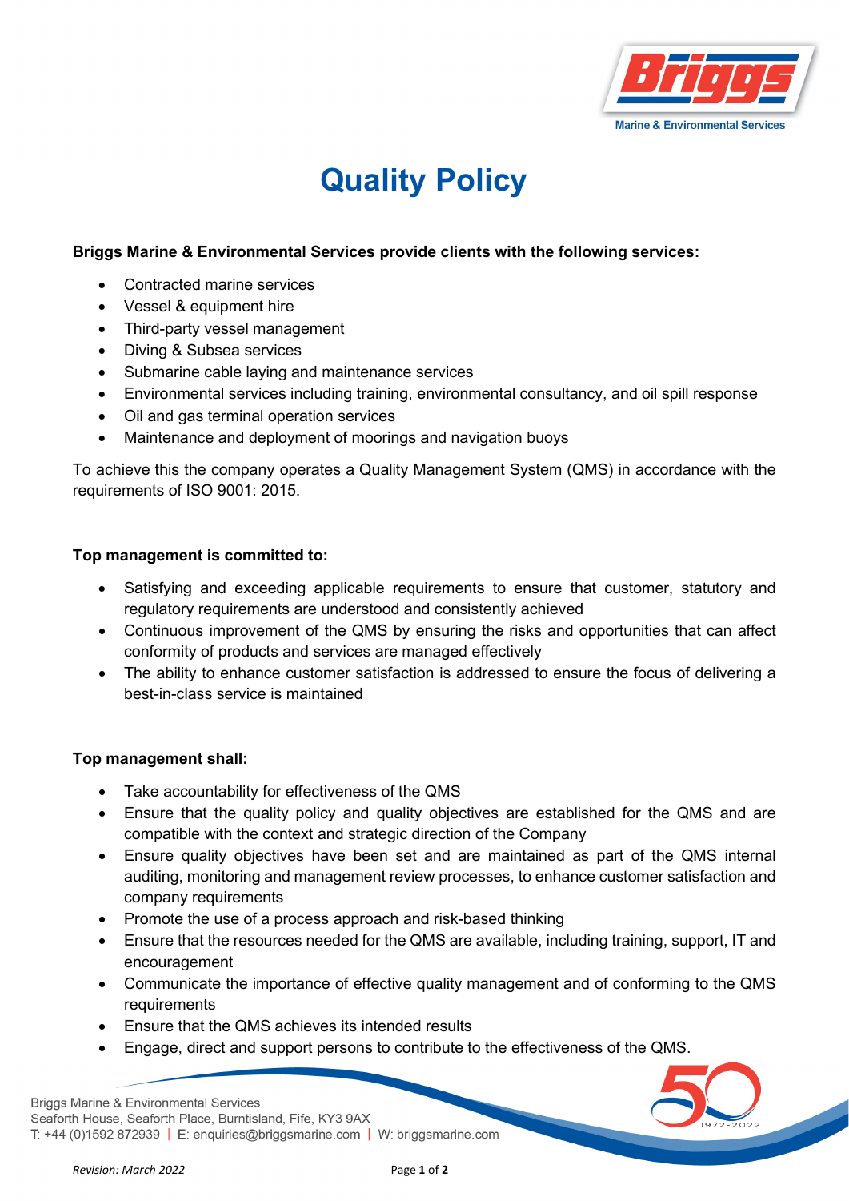# Quality Policy

**Briggs Marine & Environmental Services provide clients with the following services:**

- Contracted marine services
- Vessel & equipment hire
- Third-party vessel management
- Diving & Subsea services
- Submarine cable laying and maintenance services
- Environmental services including training, environmental consultancy, and oil spill response
- Oil and gas terminal operation services
- Maintenance and deployment of moorings and navigation buoys

To achieve this the company operates a Quality Management System (QMS) in accordance with the requirements of ISO 9001: 2015.

**Top management is committed to:**

- Satisfying and exceeding applicable requirements to ensure that customer, statutory and regulatory requirements are understood and consistently achieved
- Continuous improvement of the QMS by ensuring the risks and opportunities that can affect conformity of products and services are managed effectively
- The ability to enhance customer satisfaction is addressed to ensure the focus of delivering a best-in-class service is maintained

**Top management shall:**

- Take accountability for effectiveness of the QMS
- Ensure that the quality policy and quality objectives are established for the QMS and are compatible with the context and strategic direction of the Company
- Ensure quality objectives have been set and are maintained as part of the QMS internal auditing, monitoring and management review processes, to enhance customer satisfaction and company requirements
- Promote the use of a process approach and risk-based thinking
- Ensure that the resources needed for the QMS are available, including training, support, IT and encouragement
- Communicate the importance of effective quality management and of conforming to the QMS requirements
- Ensure that the QMS achieves its intended results
- Engage, direct and support persons to contribute to the effectiveness of the QMS.

Briggs Marine & Environmental Services
Seaforth House, Seaforth Place, Burntisland, Fife, KY3 9AX
T: +44 (0)1592 872939 | E: enquiries@briggsmarine.com | W: briggsmarine.com

*Revision: March 2022*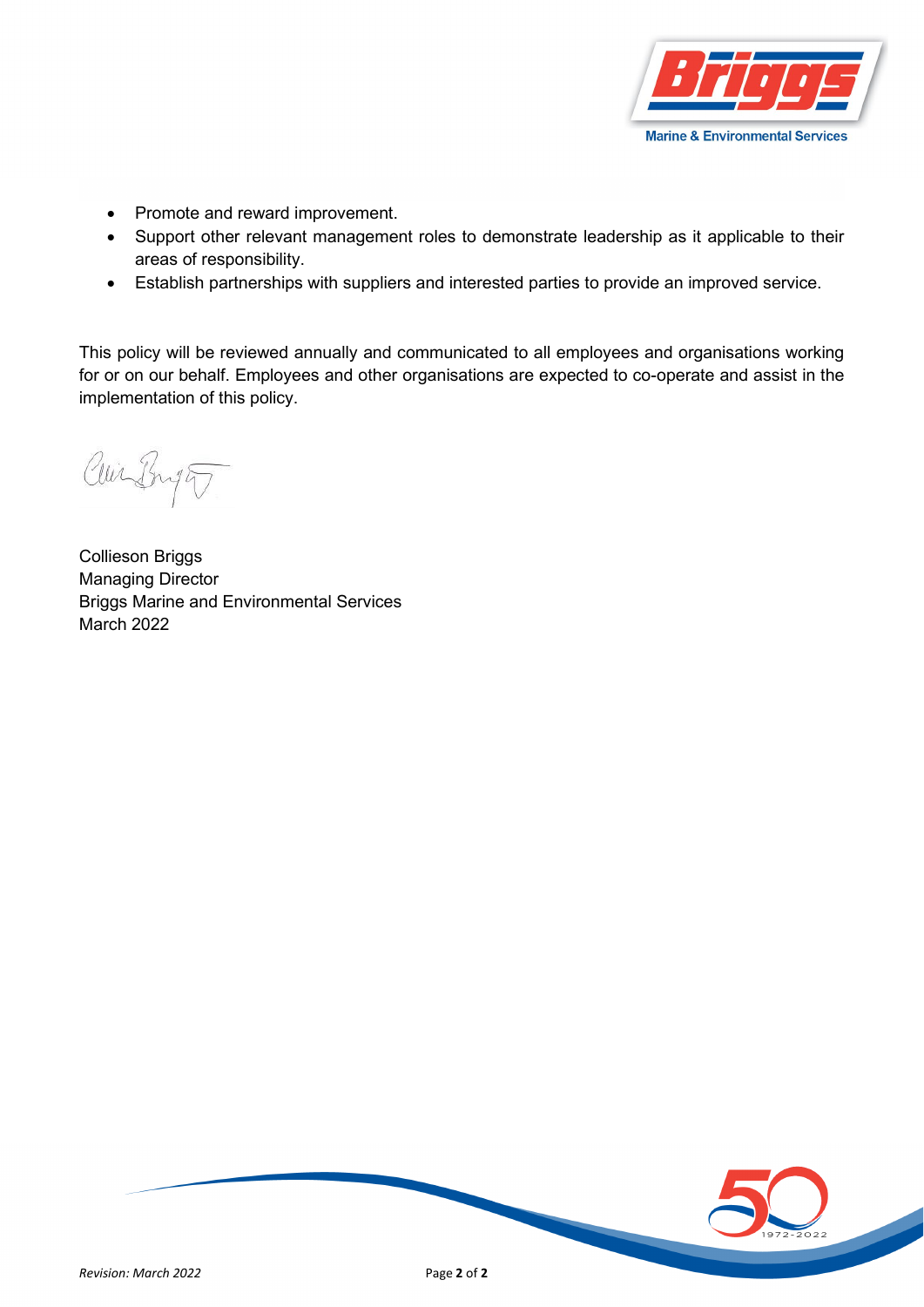- Promote and reward improvement.
- Support other relevant management roles to demonstrate leadership as it applicable to their areas of responsibility.
- Establish partnerships with suppliers and interested parties to provide an improved service.

This policy will be reviewed annually and communicated to all employees and organisations working for or on our behalf. Employees and other organisations are expected to co-operate and assist in the implementation of this policy.

Collieson Briggs
Managing Director
Briggs Marine and Environmental Services
March 2022